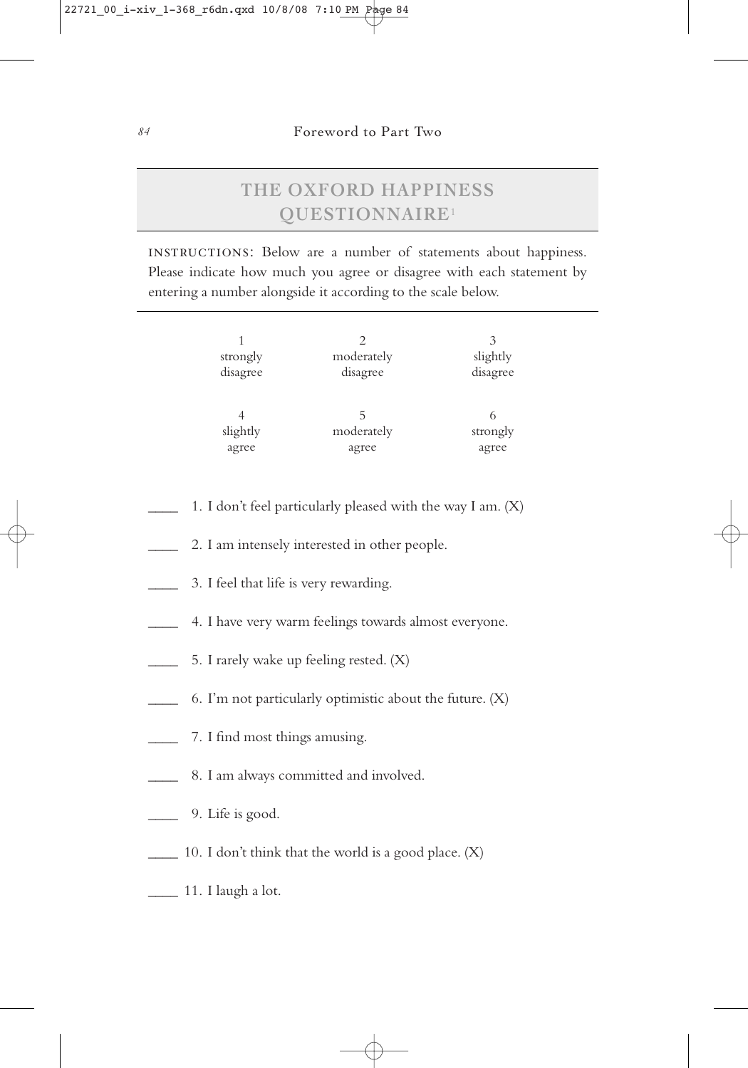## THE OXFORD HAPPINESS QUESTIONNAIRE[1]

INSTRUCTIONS: Below are a number of statements about happiness. Please indicate how much you agree or disagree with each statement by entering a number alongside it according to the scale below.

| 1 strongly disagree | 2 moderately disagree | 3 slightly disagree |
|---|---|---|
| 4 slightly agree | 5 moderately agree | 6 strongly agree |

____ 1. I don't feel particularly pleased with the way I am. (X)

____ 2. I am intensely interested in other people.

____ 3. I feel that life is very rewarding.

____ 4. I have very warm feelings towards almost everyone.

____ 5. I rarely wake up feeling rested. (X)

____ 6. I'm not particularly optimistic about the future. (X)

____ 7. I find most things amusing.

____ 8. I am always committed and involved.

____ 9. Life is good.

____ 10. I don't think that the world is a good place. (X)

____ 11. I laugh a lot.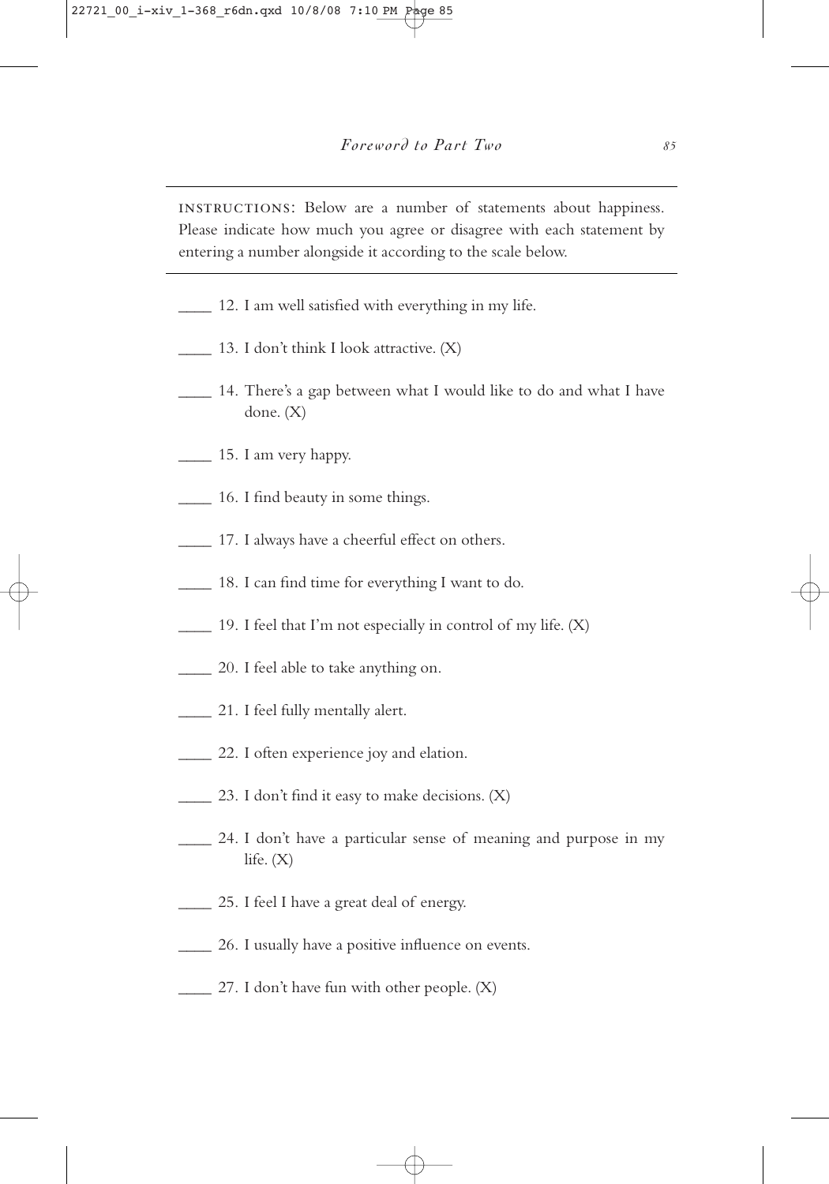INSTRUCTIONS: Below are a number of statements about happiness. Please indicate how much you agree or disagree with each statement by entering a number alongside it according to the scale below.

_____ 12. I am well satisfied with everything in my life.

_____ 13. I don't think I look attractive. (X)

_____ 14. There's a gap between what I would like to do and what I have done. (X)

_____ 15. I am very happy.

_____ 16. I find beauty in some things.

_____ 17. I always have a cheerful effect on others.

_____ 18. I can find time for everything I want to do.

_____ 19. I feel that I'm not especially in control of my life. (X)

_____ 20. I feel able to take anything on.

_____ 21. I feel fully mentally alert.

_____ 22. I often experience joy and elation.

_____ 23. I don't find it easy to make decisions. (X)

_____ 24. I don't have a particular sense of meaning and purpose in my life. (X)

_____ 25. I feel I have a great deal of energy.

_____ 26. I usually have a positive influence on events.

_____ 27. I don't have fun with other people. (X)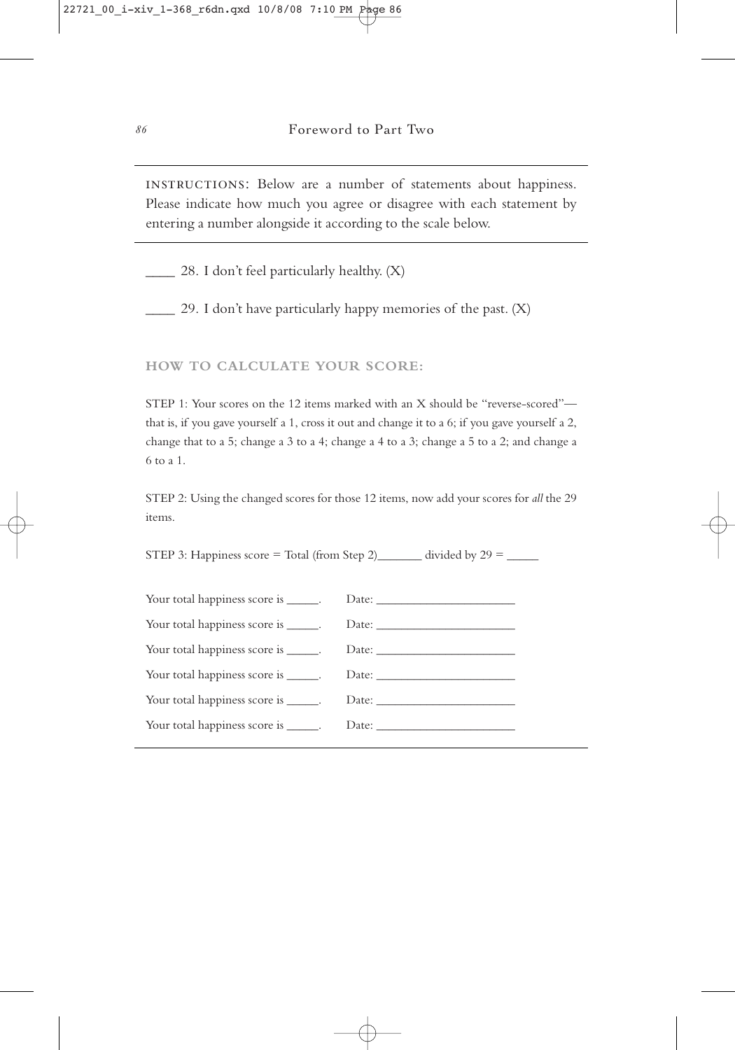INSTRUCTIONS: Below are a number of statements about happiness. Please indicate how much you agree or disagree with each statement by entering a number alongside it according to the scale below.

____ 28. I don't feel particularly healthy. (X)

____ 29. I don't have particularly happy memories of the past. (X)

### HOW TO CALCULATE YOUR SCORE:

STEP 1: Your scores on the 12 items marked with an X should be "reverse-scored"—that is, if you gave yourself a 1, cross it out and change it to a 6; if you gave yourself a 2, change that to a 5; change a 3 to a 4; change a 4 to a 3; change a 5 to a 2; and change a 6 to a 1.

STEP 2: Using the changed scores for those 12 items, now add your scores for *all* the 29 items.

STEP 3: Happiness score = Total (from Step 2)_______ divided by 29 = _____

Your total happiness score is _____.   Date: ______________________

Your total happiness score is _____.   Date: ______________________

Your total happiness score is _____.   Date: ______________________

Your total happiness score is _____.   Date: ______________________

Your total happiness score is _____.   Date: ______________________

Your total happiness score is _____.   Date: ______________________